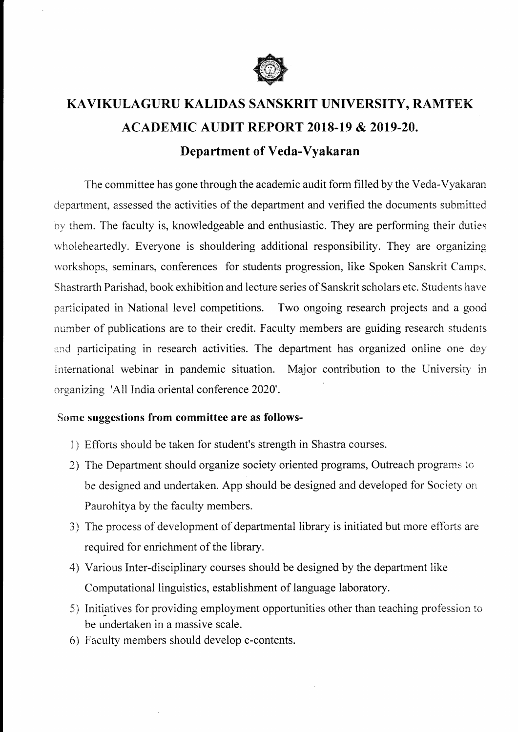# KAVIKULAGURU KALIDAS SANSKRIT UNIVERSITY, RAMTEK

## ACADEMIC AUDIT REPORT 2018-19 & 2019-20.

### Department of Veda-Vyakaran

The committee has gone through the academic audit form filled by the Veda-Vyakaran department, assessed the activities of the department and verified the documents submitted by them. The faculty is, knowledgeable and enthusiastic. They are performing their duties wholeheartedly. Everyone is shouldering additional responsibility. They are organizing workshops, seminars, conferences for students progression, like Spoken Sanskrit Camps, Shastrarth Parishad, book exhibition and lecture series of Sanskrit scholars etc. Students have participated in National level competitions. Two ongoing research projects and a good number of publications are to their credit. Faculty members are guiding research students and participating in research activities. The department has organized online one day international webinar in pandemic situation. Major contribution to the University in organizing 'All India oriental conference 2020'.

**Some suggestions from committee are as follows-**

1) Efforts should be taken for student's strength in Shastra courses.
2) The Department should organize society oriented programs, Outreach programs to be designed and undertaken. App should be designed and developed for Society on Paurohitya by the faculty members.
3) The process of development of departmental library is initiated but more efforts are required for enrichment of the library.
4) Various Inter-disciplinary courses should be designed by the department like Computational linguistics, establishment of language laboratory.
5) Initiatives for providing employment opportunities other than teaching profession to be undertaken in a massive scale.
6) Faculty members should develop e-contents.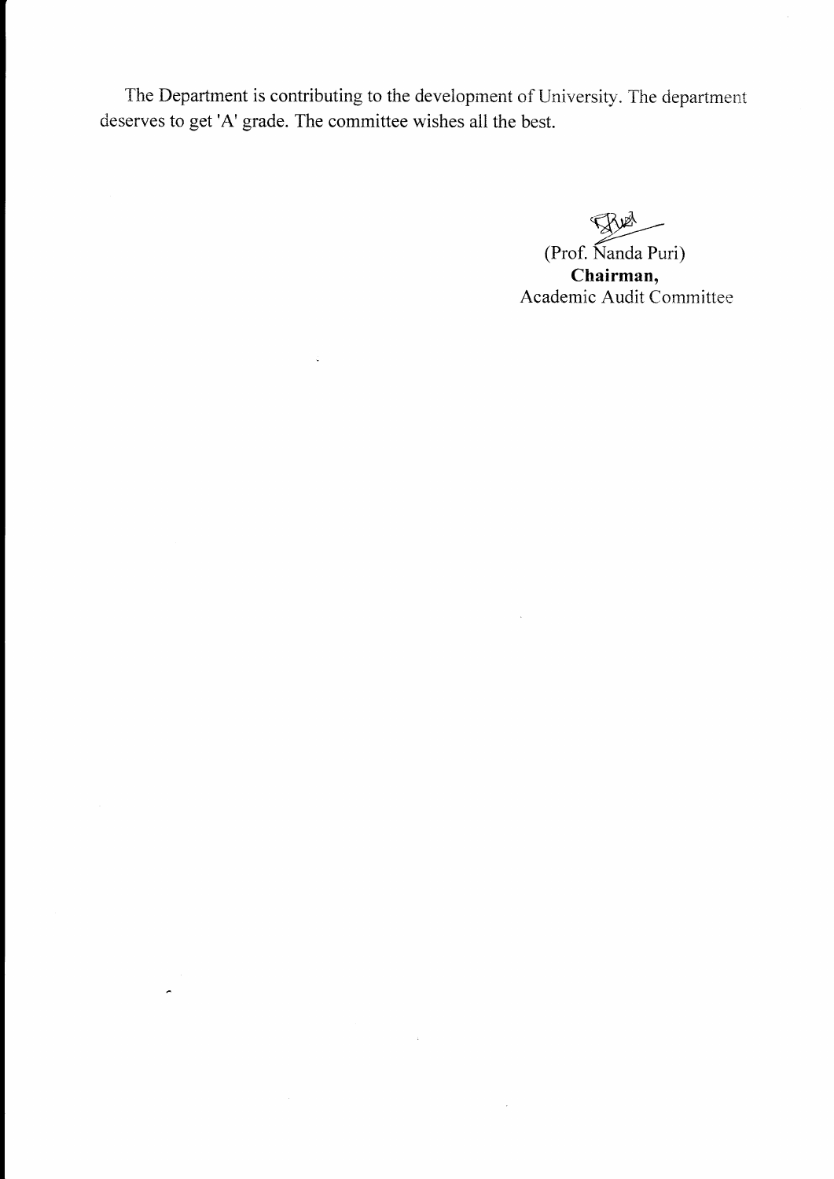The Department is contributing to the development of University. The department deserves to get 'A' grade. The committee wishes all the best.

(Prof. Nanda Puri)
**Chairman,**
Academic Audit Committee